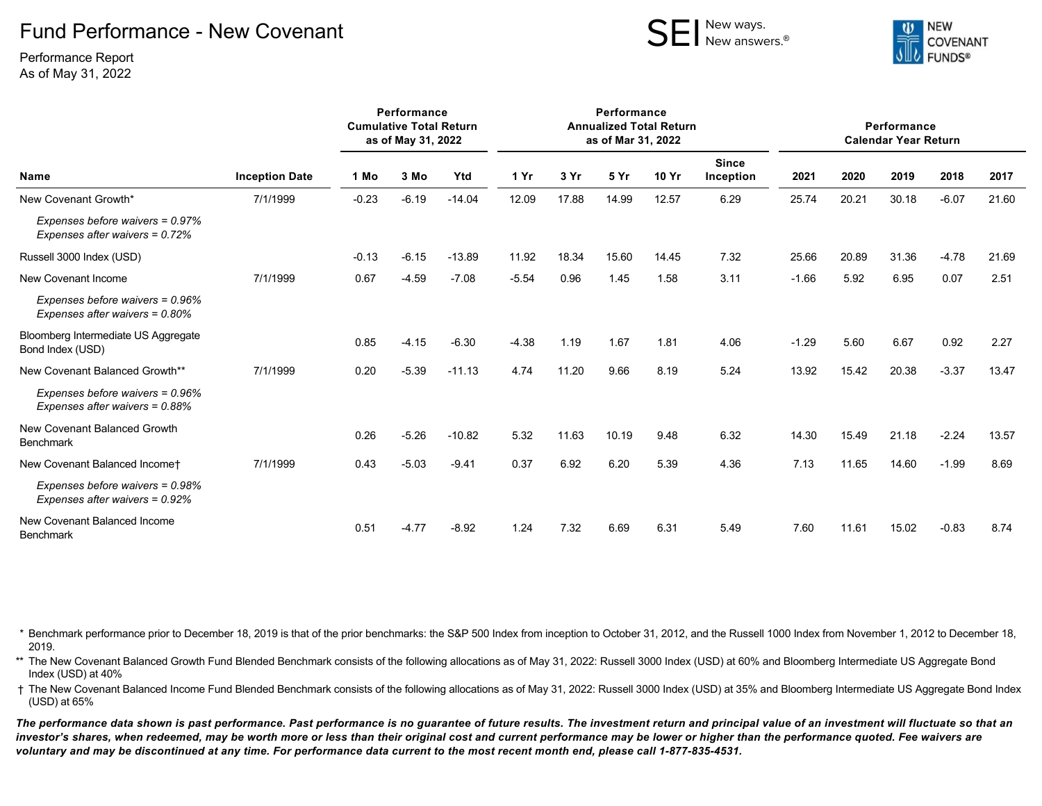# Fund Performance - New Covenant

Performance Report
As of May 31, 2022

SEI New ways. New answers.®

NEW COVENANT FUNDS®

| Name | Inception Date | Performance Cumulative Total Return as of May 31, 2022 | | | Performance Annualized Total Return as of Mar 31, 2022 | | | | | Performance Calendar Year Return | | | | |
|---|---|---|---|---|---|---|---|---|---|---|---|---|---|---|
| | | 1 Mo | 3 Mo | Ytd | 1 Yr | 3 Yr | 5 Yr | 10 Yr | Since Inception | 2021 | 2020 | 2019 | 2018 | 2017 |
| New Covenant Growth* | 7/1/1999 | -0.23 | -6.19 | -14.04 | 12.09 | 17.88 | 14.99 | 12.57 | 6.29 | 25.74 | 20.21 | 30.18 | -6.07 | 21.60 |
| *Expenses before waivers = 0.97%*<br>*Expenses after waivers = 0.72%* | | | | | | | | | | | | | | |
| Russell 3000 Index (USD) | | -0.13 | -6.15 | -13.89 | 11.92 | 18.34 | 15.60 | 14.45 | 7.32 | 25.66 | 20.89 | 31.36 | -4.78 | 21.69 |
| New Covenant Income | 7/1/1999 | 0.67 | -4.59 | -7.08 | -5.54 | 0.96 | 1.45 | 1.58 | 3.11 | -1.66 | 5.92 | 6.95 | 0.07 | 2.51 |
| *Expenses before waivers = 0.96%*<br>*Expenses after waivers = 0.80%* | | | | | | | | | | | | | | |
| Bloomberg Intermediate US Aggregate Bond Index (USD) | | 0.85 | -4.15 | -6.30 | -4.38 | 1.19 | 1.67 | 1.81 | 4.06 | -1.29 | 5.60 | 6.67 | 0.92 | 2.27 |
| New Covenant Balanced Growth** | 7/1/1999 | 0.20 | -5.39 | -11.13 | 4.74 | 11.20 | 9.66 | 8.19 | 5.24 | 13.92 | 15.42 | 20.38 | -3.37 | 13.47 |
| *Expenses before waivers = 0.96%*<br>*Expenses after waivers = 0.88%* | | | | | | | | | | | | | | |
| New Covenant Balanced Growth Benchmark | | 0.26 | -5.26 | -10.82 | 5.32 | 11.63 | 10.19 | 9.48 | 6.32 | 14.30 | 15.49 | 21.18 | -2.24 | 13.57 |
| New Covenant Balanced Income† | 7/1/1999 | 0.43 | -5.03 | -9.41 | 0.37 | 6.92 | 6.20 | 5.39 | 4.36 | 7.13 | 11.65 | 14.60 | -1.99 | 8.69 |
| *Expenses before waivers = 0.98%*<br>*Expenses after waivers = 0.92%* | | | | | | | | | | | | | | |
| New Covenant Balanced Income Benchmark | | 0.51 | -4.77 | -8.92 | 1.24 | 7.32 | 6.69 | 6.31 | 5.49 | 7.60 | 11.61 | 15.02 | -0.83 | 8.74 |

\* Benchmark performance prior to December 18, 2019 is that of the prior benchmarks: the S&P 500 Index from inception to October 31, 2012, and the Russell 1000 Index from November 1, 2012 to December 18, 2019.

** The New Covenant Balanced Growth Fund Blended Benchmark consists of the following allocations as of May 31, 2022: Russell 3000 Index (USD) at 60% and Bloomberg Intermediate US Aggregate Bond Index (USD) at 40%

† The New Covenant Balanced Income Fund Blended Benchmark consists of the following allocations as of May 31, 2022: Russell 3000 Index (USD) at 35% and Bloomberg Intermediate US Aggregate Bond Index (USD) at 65%

***The performance data shown is past performance. Past performance is no guarantee of future results. The investment return and principal value of an investment will fluctuate so that an investor's shares, when redeemed, may be worth more or less than their original cost and current performance may be lower or higher than the performance quoted. Fee waivers are voluntary and may be discontinued at any time. For performance data current to the most recent month end, please call 1-877-835-4531.***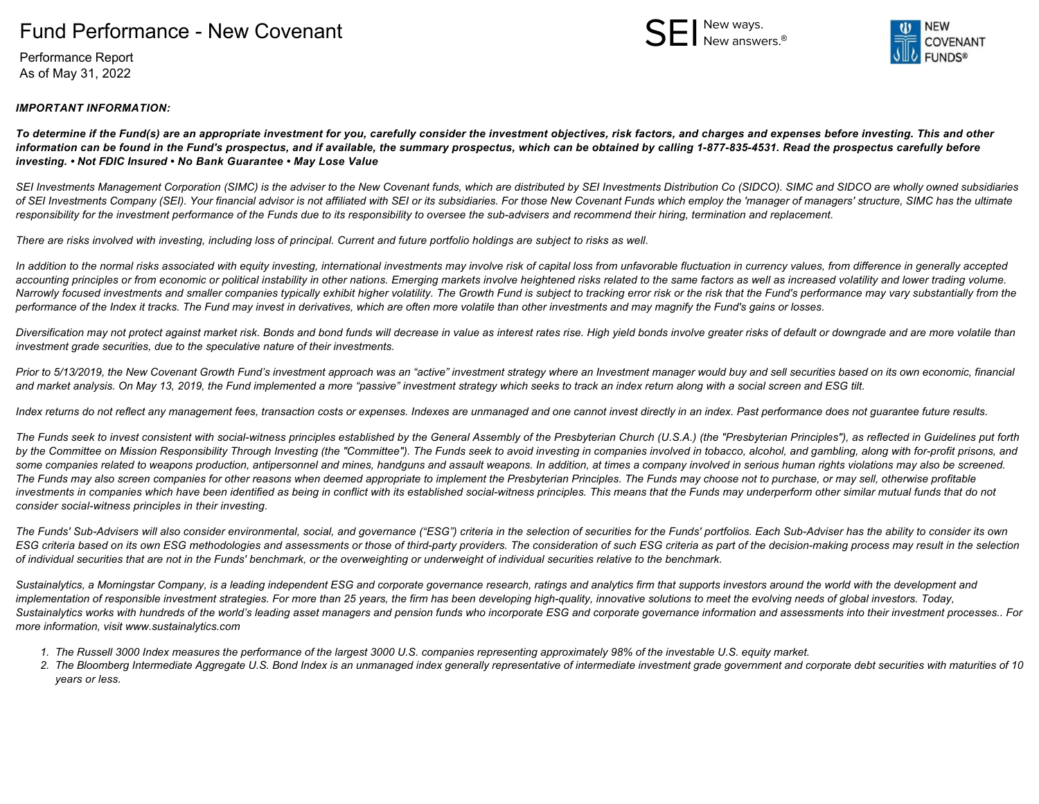# Fund Performance - New Covenant

Performance Report
As of May 31, 2022

***IMPORTANT INFORMATION:***

***To determine if the Fund(s) are an appropriate investment for you, carefully consider the investment objectives, risk factors, and charges and expenses before investing. This and other information can be found in the Fund's prospectus, and if available, the summary prospectus, which can be obtained by calling 1-877-835-4531. Read the prospectus carefully before investing. • Not FDIC Insured • No Bank Guarantee • May Lose Value***

*SEI Investments Management Corporation (SIMC) is the adviser to the New Covenant funds, which are distributed by SEI Investments Distribution Co (SIDCO). SIMC and SIDCO are wholly owned subsidiaries of SEI Investments Company (SEI). Your financial advisor is not affiliated with SEI or its subsidiaries. For those New Covenant Funds which employ the 'manager of managers' structure, SIMC has the ultimate responsibility for the investment performance of the Funds due to its responsibility to oversee the sub-advisers and recommend their hiring, termination and replacement.*

*There are risks involved with investing, including loss of principal. Current and future portfolio holdings are subject to risks as well.*

*In addition to the normal risks associated with equity investing, international investments may involve risk of capital loss from unfavorable fluctuation in currency values, from difference in generally accepted accounting principles or from economic or political instability in other nations. Emerging markets involve heightened risks related to the same factors as well as increased volatility and lower trading volume. Narrowly focused investments and smaller companies typically exhibit higher volatility. The Growth Fund is subject to tracking error risk or the risk that the Fund's performance may vary substantially from the performance of the Index it tracks. The Fund may invest in derivatives, which are often more volatile than other investments and may magnify the Fund's gains or losses.*

*Diversification may not protect against market risk. Bonds and bond funds will decrease in value as interest rates rise. High yield bonds involve greater risks of default or downgrade and are more volatile than investment grade securities, due to the speculative nature of their investments.*

*Prior to 5/13/2019, the New Covenant Growth Fund's investment approach was an "active" investment strategy where an Investment manager would buy and sell securities based on its own economic, financial and market analysis. On May 13, 2019, the Fund implemented a more "passive" investment strategy which seeks to track an index return along with a social screen and ESG tilt.*

*Index returns do not reflect any management fees, transaction costs or expenses. Indexes are unmanaged and one cannot invest directly in an index. Past performance does not guarantee future results.*

*The Funds seek to invest consistent with social-witness principles established by the General Assembly of the Presbyterian Church (U.S.A.) (the "Presbyterian Principles"), as reflected in Guidelines put forth by the Committee on Mission Responsibility Through Investing (the "Committee"). The Funds seek to avoid investing in companies involved in tobacco, alcohol, and gambling, along with for-profit prisons, and some companies related to weapons production, antipersonnel and mines, handguns and assault weapons. In addition, at times a company involved in serious human rights violations may also be screened. The Funds may also screen companies for other reasons when deemed appropriate to implement the Presbyterian Principles. The Funds may choose not to purchase, or may sell, otherwise profitable investments in companies which have been identified as being in conflict with its established social-witness principles. This means that the Funds may underperform other similar mutual funds that do not consider social-witness principles in their investing.*

*The Funds' Sub-Advisers will also consider environmental, social, and governance ("ESG") criteria in the selection of securities for the Funds' portfolios. Each Sub-Adviser has the ability to consider its own ESG criteria based on its own ESG methodologies and assessments or those of third-party providers. The consideration of such ESG criteria as part of the decision-making process may result in the selection of individual securities that are not in the Funds' benchmark, or the overweighting or underweight of individual securities relative to the benchmark.*

*Sustainalytics, a Morningstar Company, is a leading independent ESG and corporate governance research, ratings and analytics firm that supports investors around the world with the development and implementation of responsible investment strategies. For more than 25 years, the firm has been developing high-quality, innovative solutions to meet the evolving needs of global investors. Today, Sustainalytics works with hundreds of the world's leading asset managers and pension funds who incorporate ESG and corporate governance information and assessments into their investment processes.. For more information, visit www.sustainalytics.com*

1. *The Russell 3000 Index measures the performance of the largest 3000 U.S. companies representing approximately 98% of the investable U.S. equity market.*
2. *The Bloomberg Intermediate Aggregate U.S. Bond Index is an unmanaged index generally representative of intermediate investment grade government and corporate debt securities with maturities of 10 years or less.*